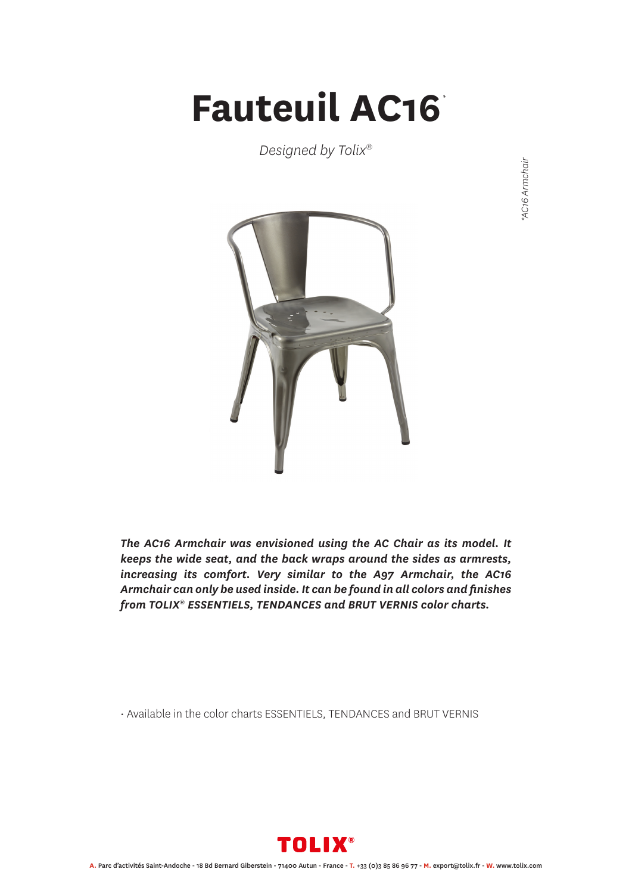# Fauteuil AC16*

*Designed by Tolix®*

*\*AC16 Armchair*

***The AC16 Armchair was envisioned using the AC Chair as its model. It keeps the wide seat, and the back wraps around the sides as armrests, increasing its comfort. Very similar to the A97 Armchair, the AC16 Armchair can only be used inside. It can be found in all colors and finishes from TOLIX® ESSENTIELS, TENDANCES and BRUT VERNIS color charts.***

- Available in the color charts ESSENTIELS, TENDANCES and BRUT VERNIS

TOLIX®

**A.** Parc d'activités Saint-Andoche - 18 Bd Bernard Giberstein - 71400 Autun - France - **T.** +33 (0)3 85 86 96 77 - **M.** export@tolix.fr - **W.** www.tolix.com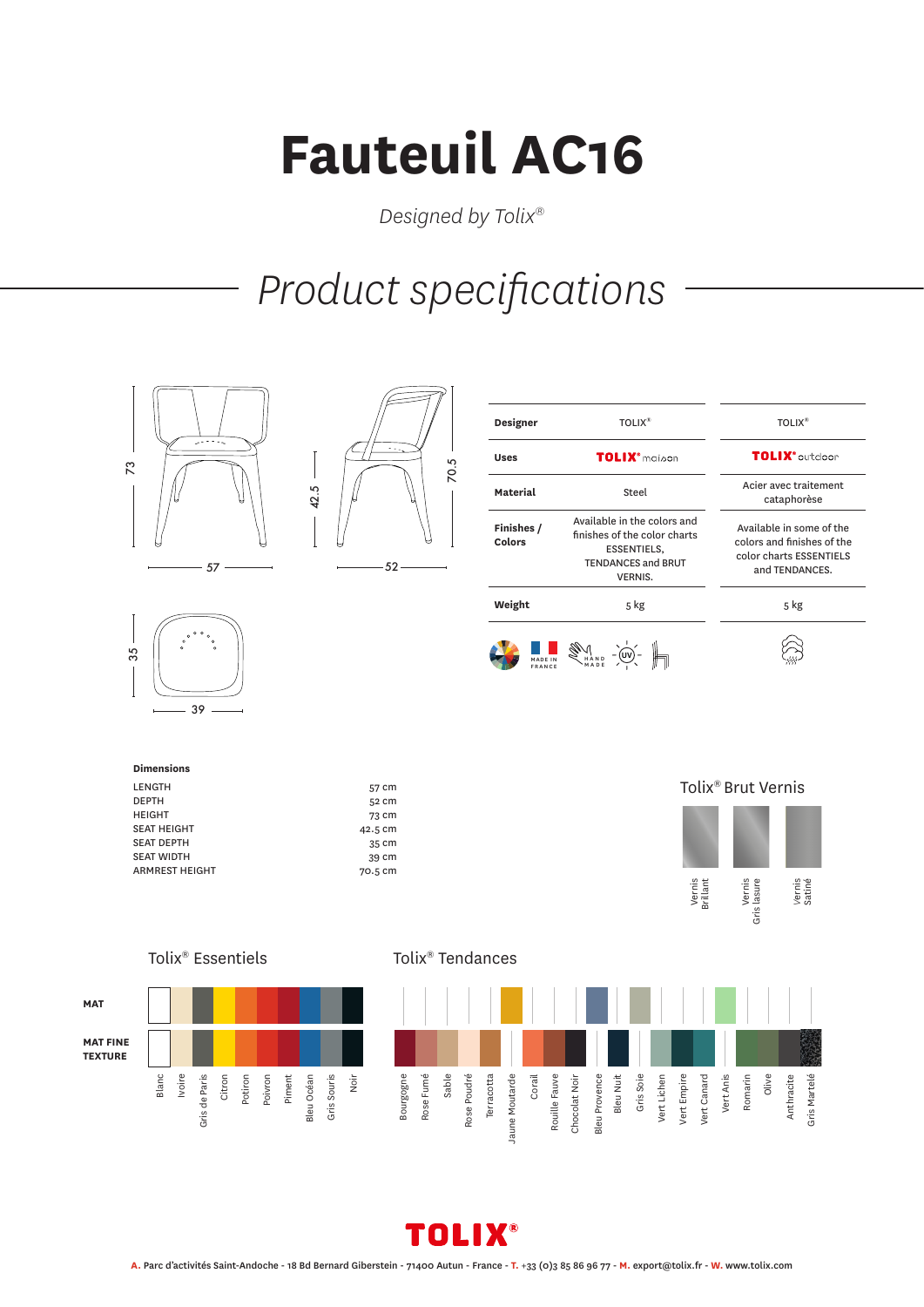# Fauteuil AC16

*Designed by Tolix®*

## *Product specifications*

73
42.5
70.5
57
52
35
39

| | | |
|---|---|---|
| **Designer** | TOLIX® | TOLIX® |
| **Uses** | TOLIX® maison | TOLIX® outdoor |
| **Material** | Steel | Acier avec traitement cataphorèse |
| **Finishes / Colors** | Available in the colors and finishes of the color charts ESSENTIELS, TENDANCES and BRUT VERNIS. | Available in some of the colors and finishes of the color charts ESSENTIELS and TENDANCES. |
| **Weight** | 5 kg | 5 kg |

MADE IN FRANCE
HAND MADE
UV

**Dimensions**

| | |
|---|---|
| LENGTH | 57 cm |
| DEPTH | 52 cm |
| HEIGHT | 73 cm |
| SEAT HEIGHT | 42.5 cm |
| SEAT DEPTH | 35 cm |
| SEAT WIDTH | 39 cm |
| ARMREST HEIGHT | 70.5 cm |

### Tolix® Brut Vernis

Vernis Brillant
Vernis Gris lasure
Vernis Satiné

### Tolix® Essentiels

MAT
MAT FINE TEXTURE

Blanc, Ivoire, Gris de Paris, Citron, Potiron, Poivron, Piment, Bleu Océan, Gris Souris, Noir

### Tolix® Tendances

Bourgogne, Rose Fumé, Sable, Rose Poudré, Terracotta, Jaune Moutarde, Corail, Rouille Fauve, Chocolat Noir, Bleu Provence, Bleu Nuit, Gris Soie, Vert Lichen, Vert Empire, Vert Canard, Vert Anis, Romarin, Olive, Anthracite, Gris Martelé

**TOLIX®**

**A.** Parc d'activités Saint-Andoche - 18 Bd Bernard Giberstein - 71400 Autun - France - **T.** +33 (0)3 85 86 96 77 - **M.** export@tolix.fr - **W.** www.tolix.com